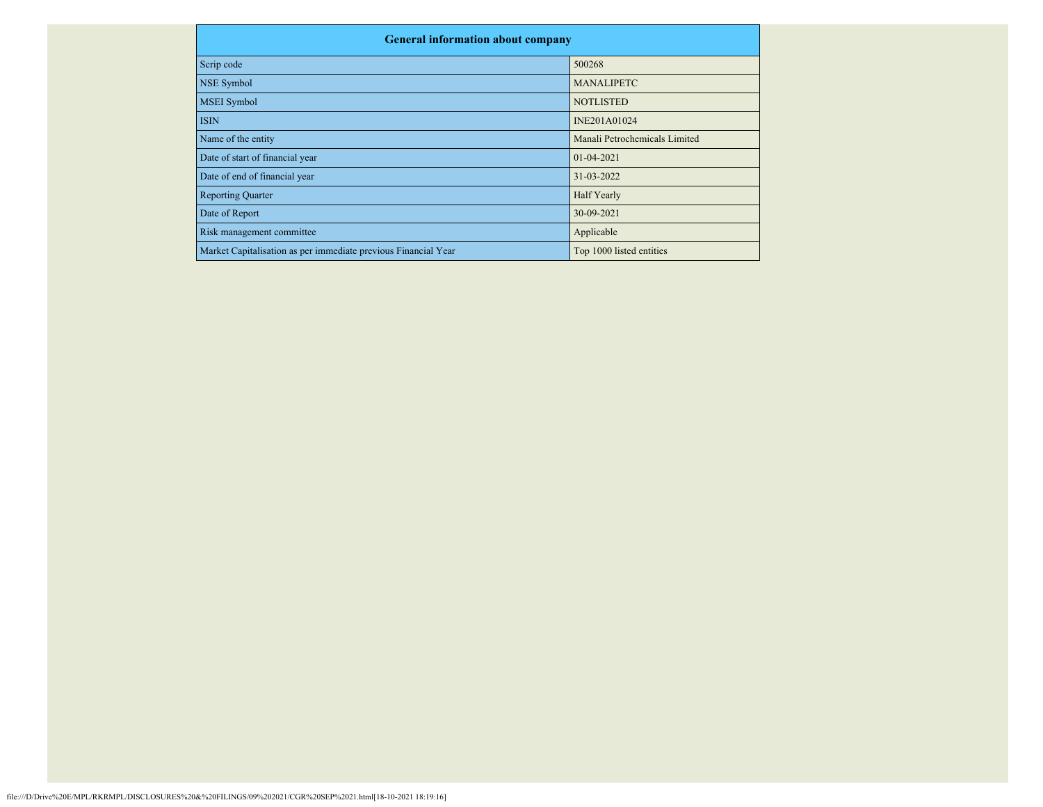| General information about company | |
|---|---|
| Scrip code | 500268 |
| NSE Symbol | MANALIPETC |
| MSEI Symbol | NOTLISTED |
| ISIN | INE201A01024 |
| Name of the entity | Manali Petrochemicals Limited |
| Date of start of financial year | 01-04-2021 |
| Date of end of financial year | 31-03-2022 |
| Reporting Quarter | Half Yearly |
| Date of Report | 30-09-2021 |
| Risk management committee | Applicable |
| Market Capitalisation as per immediate previous Financial Year | Top 1000 listed entities |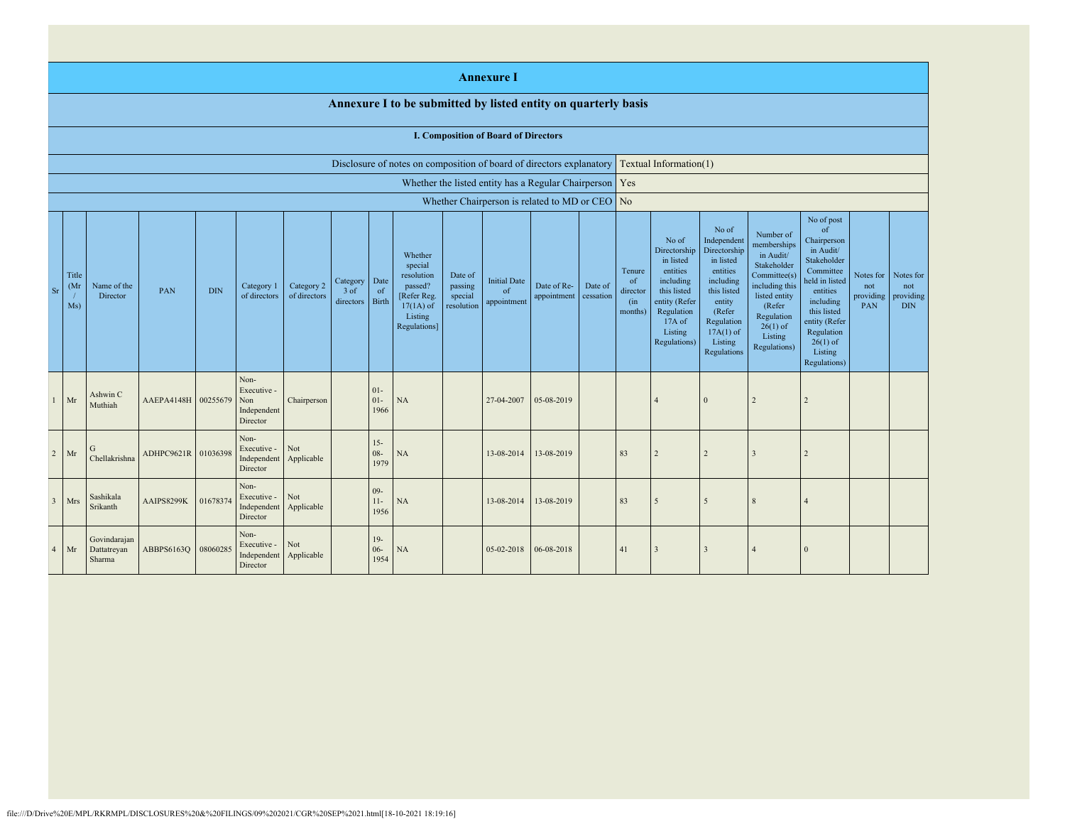# Annexure I

## Annexure I to be submitted by listed entity on quarterly basis

### I. Composition of Board of Directors

| | |
|---|---|
| Disclosure of notes on composition of board of directors explanatory | Textual Information(1) |
| Whether the listed entity has a Regular Chairperson | Yes |
| Whether Chairperson is related to MD or CEO | No |

| Sr | Title (Mr / Ms) | Name of the Director | PAN | DIN | Category 1 of directors | Category 2 of directors | Category 3 of directors | Date of Birth | Whether special resolution passed? [Refer Reg. 17(1A) of Listing Regulations] | Date of passing special resolution | Initial Date of appointment | Date of Re-appointment | Date of cessation | Tenure of director (in months) | No of Directorship in listed entities including this listed entity (Refer Regulation 17A of Listing Regulations) | No of Independent Directorship in listed entities including this listed entity (Refer Regulation 17A(1) of Listing Regulations | Number of memberships in Audit/ Stakeholder Committee(s) including this listed entity (Refer Regulation 26(1) of Listing Regulations) | No of post of Chairperson in Audit/ Stakeholder Committee held in listed entities including this listed entity (Refer Regulation 26(1) of Listing Regulations) | Notes for not providing PAN | Notes for not providing DIN |
|---|---|---|---|---|---|---|---|---|---|---|---|---|---|---|---|---|---|---|---|---|
| 1 | Mr | Ashwin C Muthiah | AAEPA4148H | 00255679 | Non-Executive - Non Independent Director | Chairperson | | 01-01-1966 | NA | | 27-04-2007 | 05-08-2019 | | | 4 | 0 | 2 | 2 | | |
| 2 | Mr | G Chellakrishna | ADHPC9621R | 01036398 | Non-Executive - Independent Director | Not Applicable | | 15-08-1979 | NA | | 13-08-2014 | 13-08-2019 | | 83 | 2 | 2 | 3 | 2 | | |
| 3 | Mrs | Sashikala Srikanth | AAIPS8299K | 01678374 | Non-Executive - Independent Director | Not Applicable | | 09-11-1956 | NA | | 13-08-2014 | 13-08-2019 | | 83 | 5 | 5 | 8 | 4 | | |
| 4 | Mr | Govindarajan Dattatreyan Sharma | ABBPS6163Q | 08060285 | Non-Executive - Independent Director | Not Applicable | | 19-06-1954 | NA | | 05-02-2018 | 06-08-2018 | | 41 | 3 | 3 | 4 | 0 | | |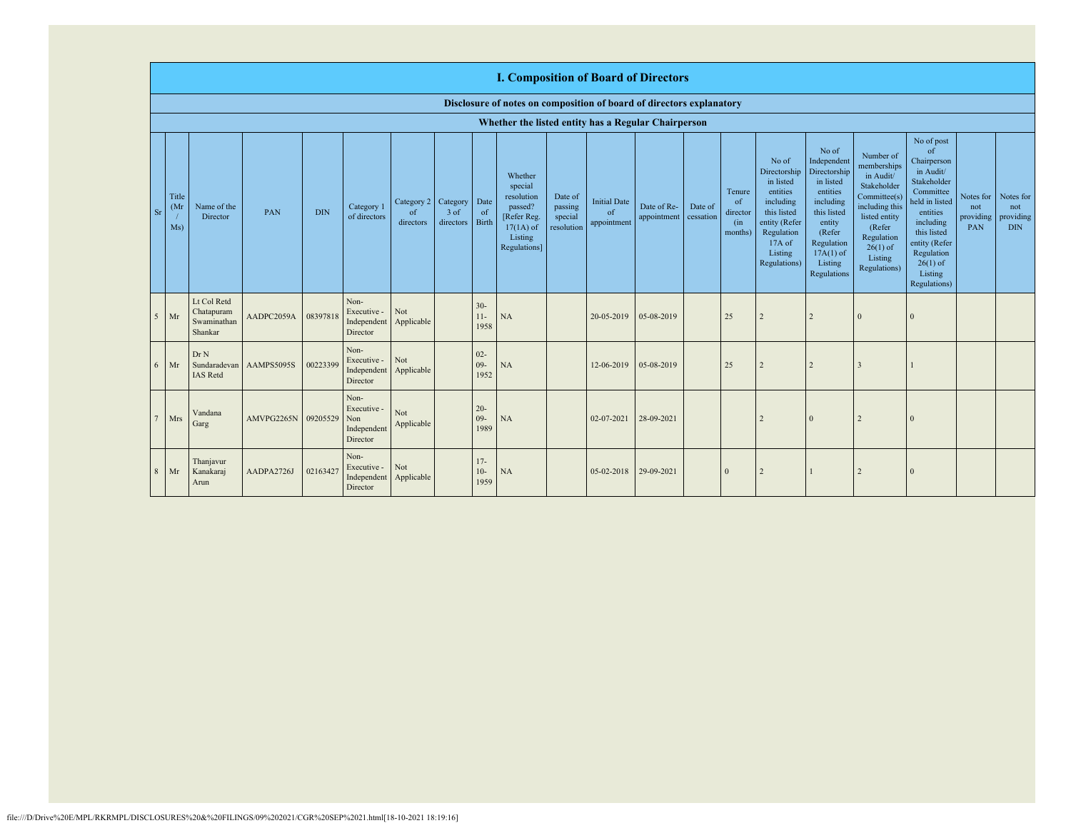# I. Composition of Board of Directors

**Disclosure of notes on composition of board of directors explanatory**

**Whether the listed entity has a Regular Chairperson**

| Sr | Title (Mr / Ms) | Name of the Director | PAN | DIN | Category 1 of directors | Category 2 of directors | Category 3 of directors | Date of Birth | Whether special resolution passed? [Refer Reg. 17(1A) of Listing Regulations] | Date of passing special resolution | Initial Date of appointment | Date of Re-appointment | Date of cessation | Tenure of director (in months) | No of Directorship in listed entities including this listed entity (Refer Regulation 17A of Listing Regulations) | No of Independent Directorship in listed entities including this listed entity (Refer Regulation 17A(1) of Listing Regulations | Number of memberships in Audit/ Stakeholder Committee(s) including this listed entity (Refer Regulation 26(1) of Listing Regulations) | No of post of Chairperson in Audit/ Stakeholder Committee held in listed entities including this listed entity (Refer Regulation 26(1) of Listing Regulations) | Notes for not providing PAN | Notes for not providing DIN |
|---|---|---|---|---|---|---|---|---|---|---|---|---|---|---|---|---|---|---|---|---|
| 5 | Mr | Lt Col Retd Chatapuram Swaminathan Shankar | AADPC2059A | 08397818 | Non-Executive - Independent Director | Not Applicable | | 30-11-1958 | NA | | 20-05-2019 | 05-08-2019 | | 25 | 2 | 2 | 0 | 0 | | |
| 6 | Mr | Dr N Sundaradevan IAS Retd | AAMPS5095S | 00223399 | Non-Executive - Independent Director | Not Applicable | | 02-09-1952 | NA | | 12-06-2019 | 05-08-2019 | | 25 | 2 | 2 | 3 | 1 | | |
| 7 | Mrs | Vandana Garg | AMVPG2265N | 09205529 | Non-Executive - Non Independent Director | Not Applicable | | 20-09-1989 | NA | | 02-07-2021 | 28-09-2021 | | | 2 | 0 | 2 | 0 | | |
| 8 | Mr | Thanjavur Kanakaraj Arun | AADPA2726J | 02163427 | Non-Executive - Independent Director | Not Applicable | | 17-10-1959 | NA | | 05-02-2018 | 29-09-2021 | | 0 | 2 | 1 | 2 | 0 | | |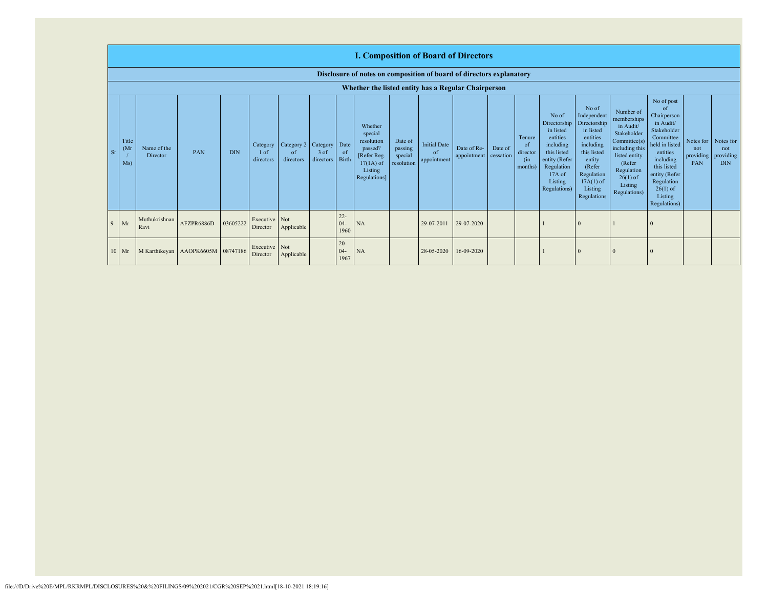## I. Composition of Board of Directors

### Disclosure of notes on composition of board of directors explanatory

### Whether the listed entity has a Regular Chairperson

| Sr | Title (Mr / Ms) | Name of the Director | PAN | DIN | Category 1 of directors | Category 2 of directors | Category 3 of directors | Date of Birth | Whether special resolution passed? [Refer Reg. 17(1A) of Listing Regulations] | Date of passing special resolution | Initial Date of appointment | Date of Re-appointment | Date of cessation | Tenure of director (in months) | No of Directorship in listed entities including this listed entity (Refer Regulation 17A of Listing Regulations) | No of Independent Directorship in listed entities including this listed entity (Refer Regulation 17A(1) of Listing Regulations | Number of memberships in Audit/ Stakeholder Committee(s) including this listed entity (Refer Regulation 26(1) of Listing Regulations) | No of post of Chairperson in Audit/ Stakeholder Committee held in listed entities including this listed entity (Refer Regulation 26(1) of Listing Regulations) | Notes for not providing PAN | Notes for not providing DIN |
|---|---|---|---|---|---|---|---|---|---|---|---|---|---|---|---|---|---|---|---|---|
| 9 | Mr | Muthukrishnan Ravi | AFZPR6886D | 03605222 | Executive Director | Not Applicable | | 22-04-1960 | NA | | 29-07-2011 | 29-07-2020 | | | 1 | 0 | 1 | 0 | | |
| 10 | Mr | M Karthikeyan | AAOPK6605M | 08747186 | Executive Director | Not Applicable | | 20-04-1967 | NA | | 28-05-2020 | 16-09-2020 | | | 1 | 0 | 0 | 0 | | |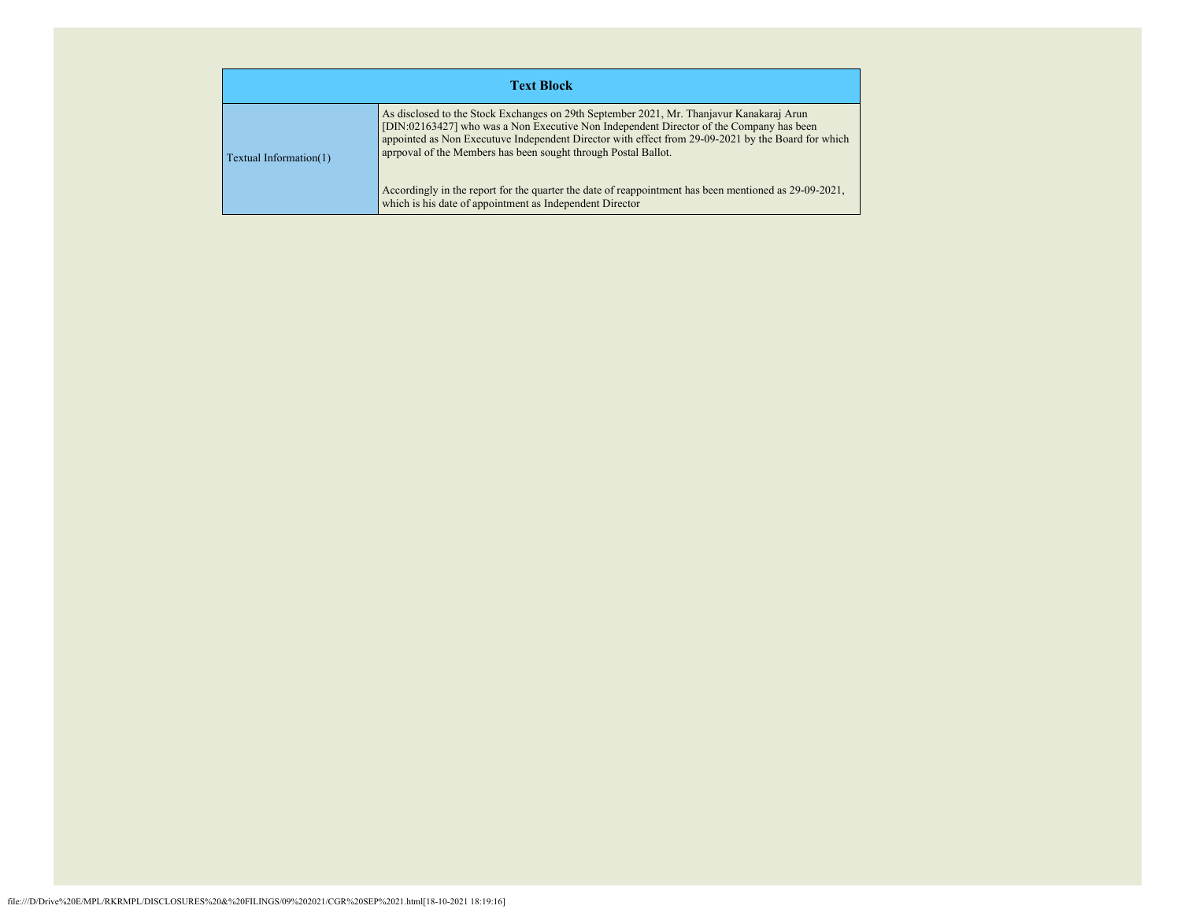| Text Block | |
|---|---|
| Textual Information(1) | As disclosed to the Stock Exchanges on 29th September 2021, Mr. Thanjavur Kanakaraj Arun [DIN:02163427] who was a Non Executive Non Independent Director of the Company has been appointed as Non Executuve Independent Director with effect from 29-09-2021 by the Board for which arpproval of the Members has been sought through Postal Ballot.<br><br>Accordingly in the report for the quarter the date of reappointment has been mentioned as 29-09-2021, which is his date of appointment as Independent Director |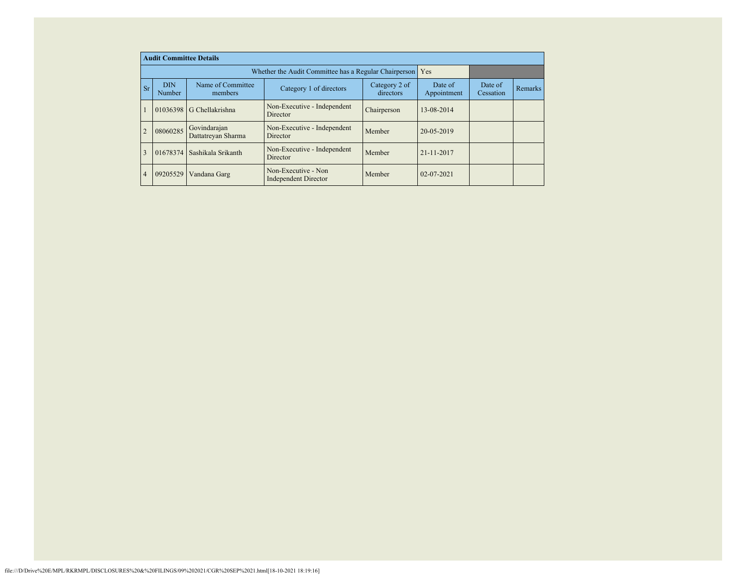## Audit Committee Details

| Whether the Audit Committee has a Regular Chairperson | | | | Yes | | | |
|---|---|---|---|---|---|---|---|
| **Sr** | **DIN Number** | **Name of Committee members** | **Category 1 of directors** | **Category 2 of directors** | **Date of Appointment** | **Date of Cessation** | **Remarks** |
| 1 | 01036398 | G Chellakrishna | Non-Executive - Independent Director | Chairperson | 13-08-2014 | | |
| 2 | 08060285 | Govindarajan Dattatreyan Sharma | Non-Executive - Independent Director | Member | 20-05-2019 | | |
| 3 | 01678374 | Sashikala Srikanth | Non-Executive - Independent Director | Member | 21-11-2017 | | |
| 4 | 09205529 | Vandana Garg | Non-Executive - Non Independent Director | Member | 02-07-2021 | | |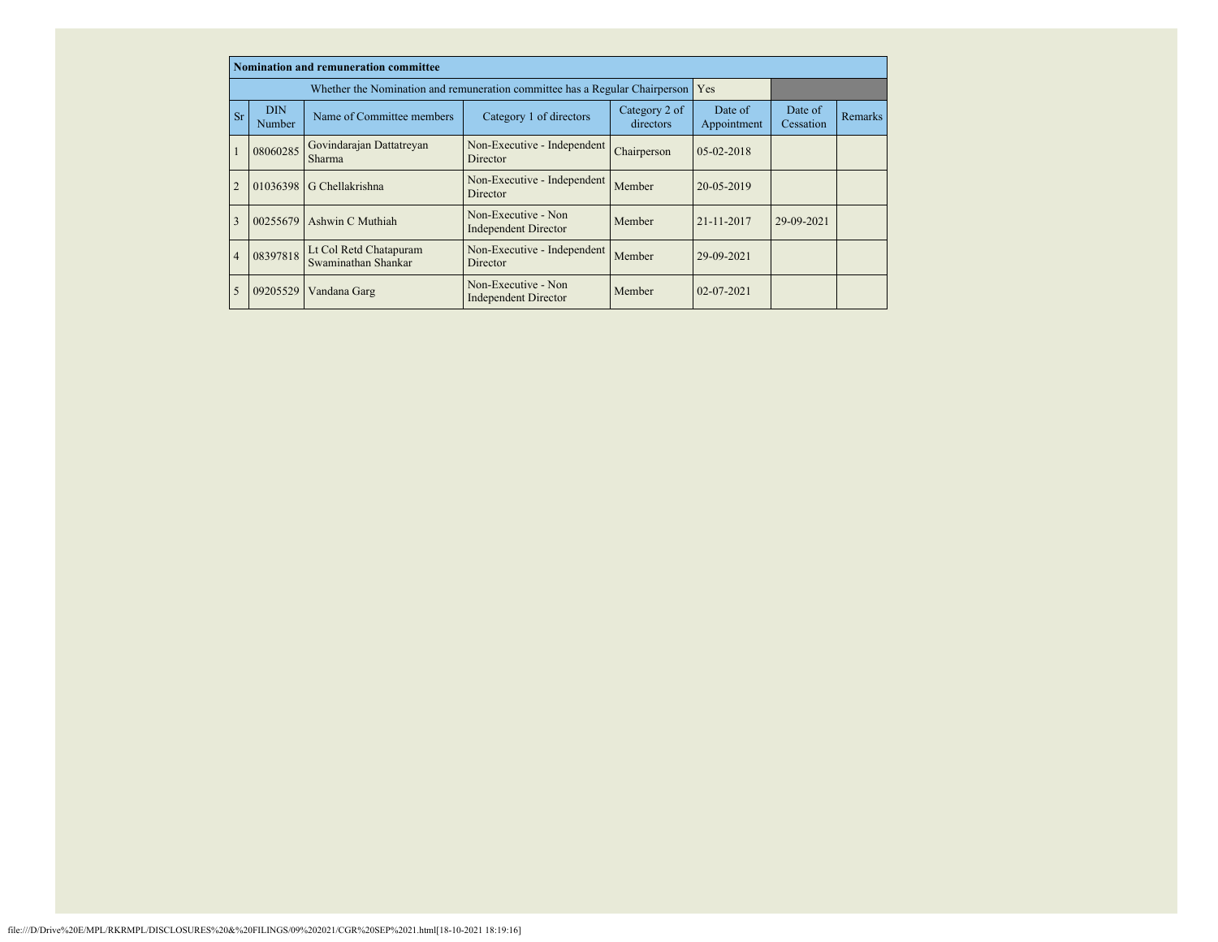| Nomination and remuneration committee | | | | | | | |
|---|---|---|---|---|---|---|---|
| Whether the Nomination and remuneration committee has a Regular Chairperson | | | | | Yes | | |
| Sr | DIN Number | Name of Committee members | Category 1 of directors | Category 2 of directors | Date of Appointment | Date of Cessation | Remarks |
| 1 | 08060285 | Govindarajan Dattatreyan Sharma | Non-Executive - Independent Director | Chairperson | 05-02-2018 | | |
| 2 | 01036398 | G Chellakrishna | Non-Executive - Independent Director | Member | 20-05-2019 | | |
| 3 | 00255679 | Ashwin C Muthiah | Non-Executive - Non Independent Director | Member | 21-11-2017 | 29-09-2021 | |
| 4 | 08397818 | Lt Col Retd Chatapuram Swaminathan Shankar | Non-Executive - Independent Director | Member | 29-09-2021 | | |
| 5 | 09205529 | Vandana Garg | Non-Executive - Non Independent Director | Member | 02-07-2021 | | |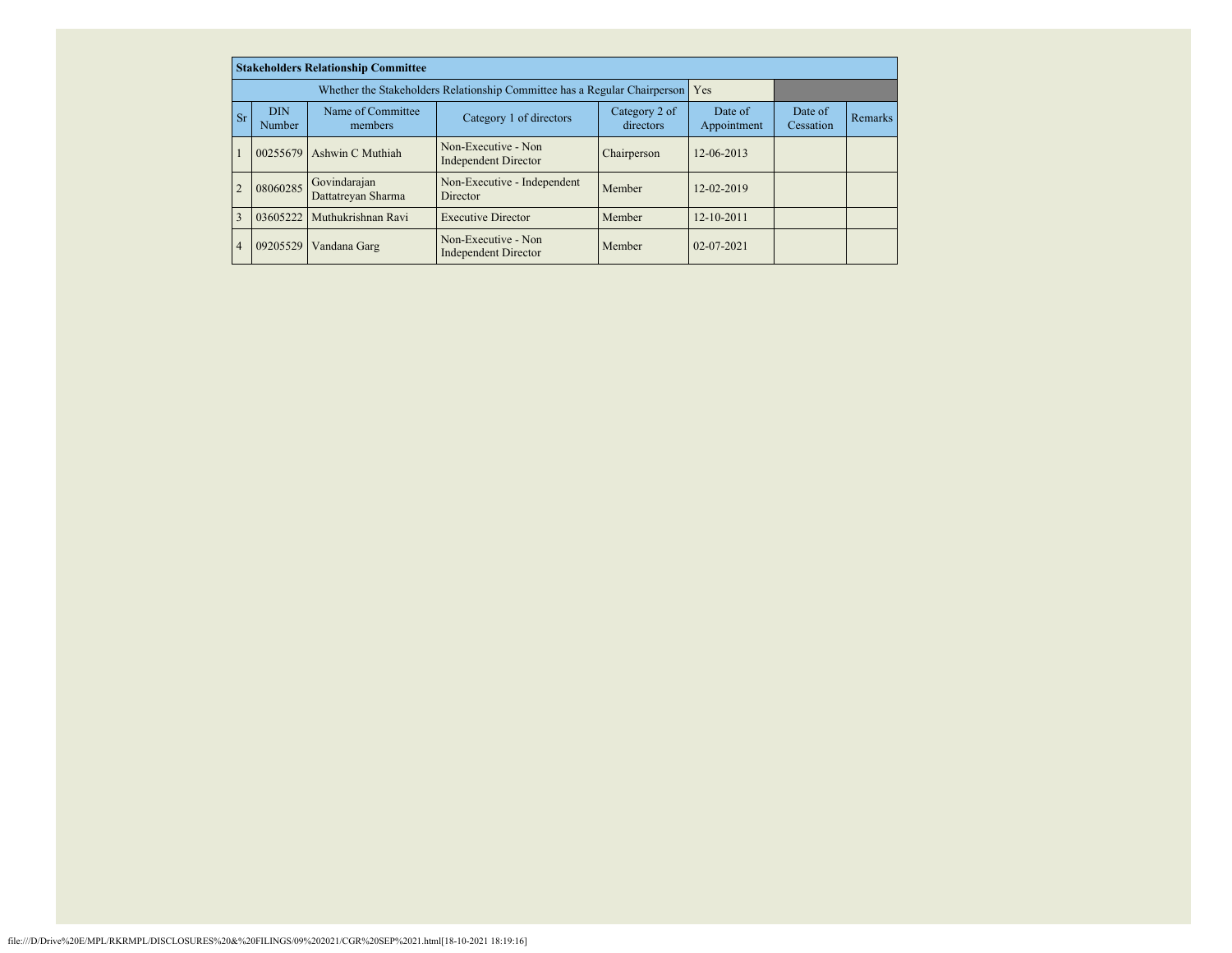| Stakeholders Relationship Committee | | | | | | | |
|---|---|---|---|---|---|---|---|
| Whether the Stakeholders Relationship Committee has a Regular Chairperson | | | | | Yes | | |
| Sr | DIN Number | Name of Committee members | Category 1 of directors | Category 2 of directors | Date of Appointment | Date of Cessation | Remarks |
| 1 | 00255679 | Ashwin C Muthiah | Non-Executive - Non Independent Director | Chairperson | 12-06-2013 | | |
| 2 | 08060285 | Govindarajan Dattatreyan Sharma | Non-Executive - Independent Director | Member | 12-02-2019 | | |
| 3 | 03605222 | Muthukrishnan Ravi | Executive Director | Member | 12-10-2011 | | |
| 4 | 09205529 | Vandana Garg | Non-Executive - Non Independent Director | Member | 02-07-2021 | | |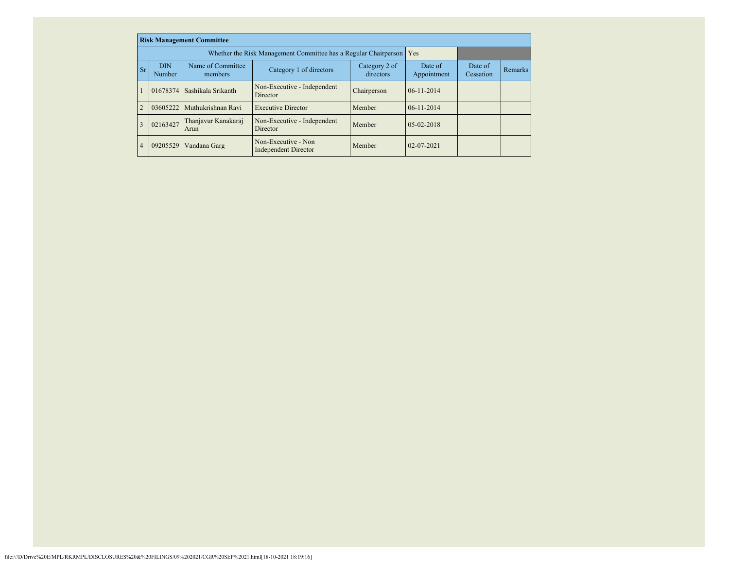| Risk Management Committee | | | | | | | |
|---|---|---|---|---|---|---|---|
| Whether the Risk Management Committee has a Regular Chairperson | | | | | Yes | | |
| Sr | DIN Number | Name of Committee members | Category 1 of directors | Category 2 of directors | Date of Appointment | Date of Cessation | Remarks |
| 1 | 01678374 | Sashikala Srikanth | Non-Executive - Independent Director | Chairperson | 06-11-2014 | | |
| 2 | 03605222 | Muthukrishnan Ravi | Executive Director | Member | 06-11-2014 | | |
| 3 | 02163427 | Thanjavur Kanakaraj Arun | Non-Executive - Independent Director | Member | 05-02-2018 | | |
| 4 | 09205529 | Vandana Garg | Non-Executive - Non Independent Director | Member | 02-07-2021 | | |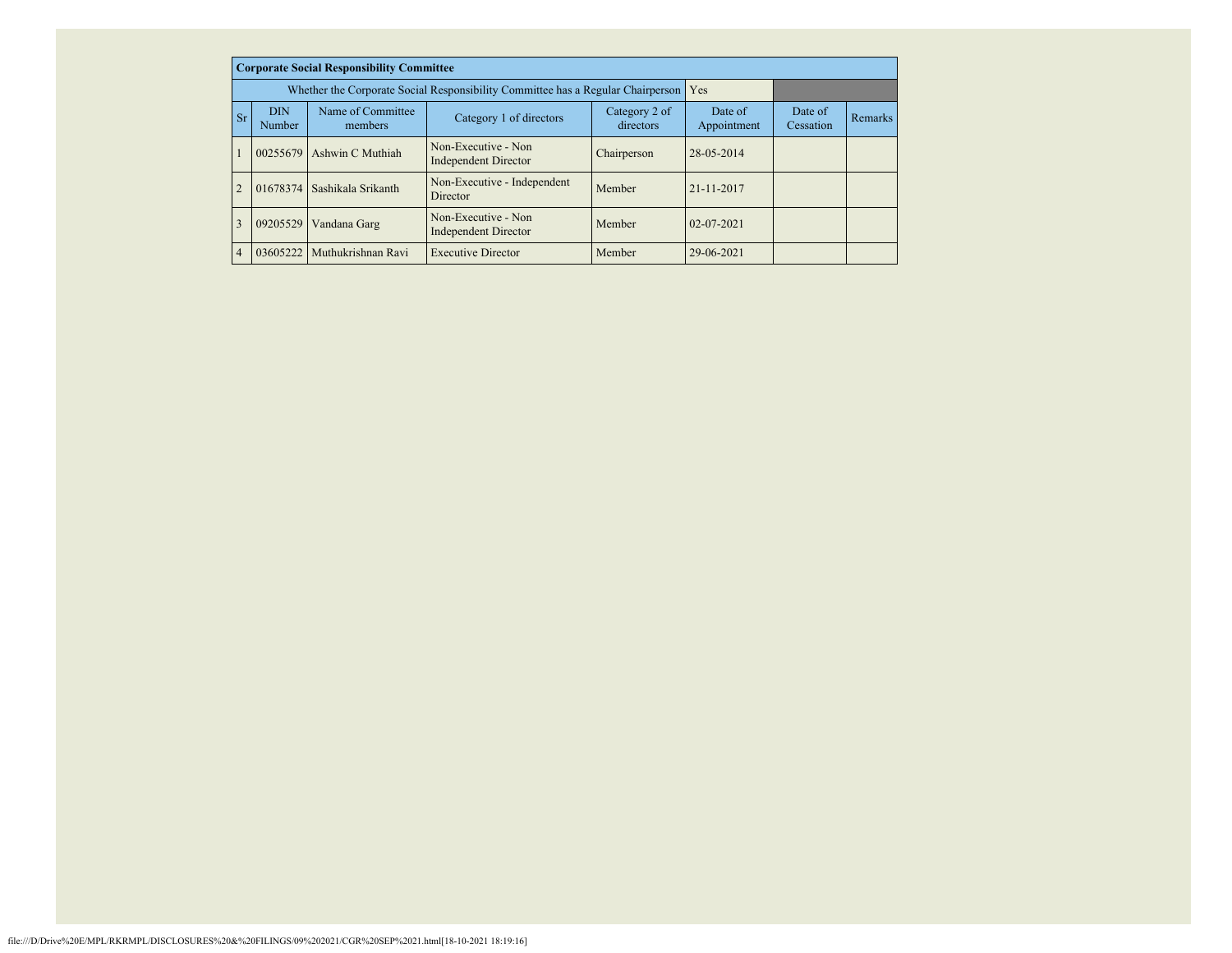| Corporate Social Responsibility Committee | | | | | | | |
|---|---|---|---|---|---|---|---|
| Whether the Corporate Social Responsibility Committee has a Regular Chairperson | | | | | Yes | | |
| Sr | DIN Number | Name of Committee members | Category 1 of directors | Category 2 of directors | Date of Appointment | Date of Cessation | Remarks |
| 1 | 00255679 | Ashwin C Muthiah | Non-Executive - Non Independent Director | Chairperson | 28-05-2014 | | |
| 2 | 01678374 | Sashikala Srikanth | Non-Executive - Independent Director | Member | 21-11-2017 | | |
| 3 | 09205529 | Vandana Garg | Non-Executive - Non Independent Director | Member | 02-07-2021 | | |
| 4 | 03605222 | Muthukrishnan Ravi | Executive Director | Member | 29-06-2021 | | |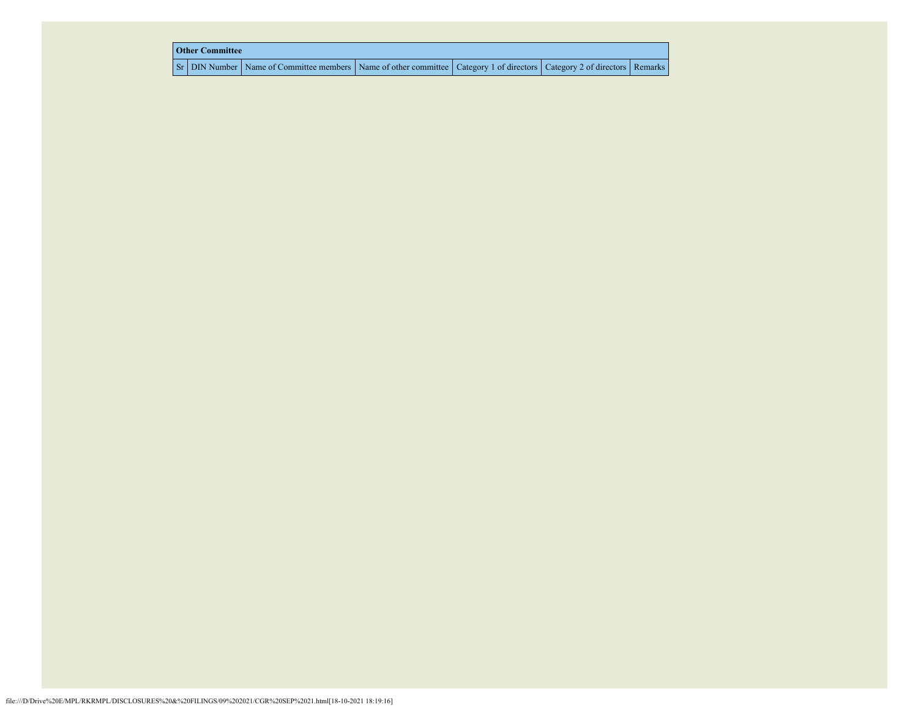| Other Committee | | | | | | |
|---|---|---|---|---|---|---|
| Sr | DIN Number | Name of Committee members | Name of other committee | Category 1 of directors | Category 2 of directors | Remarks |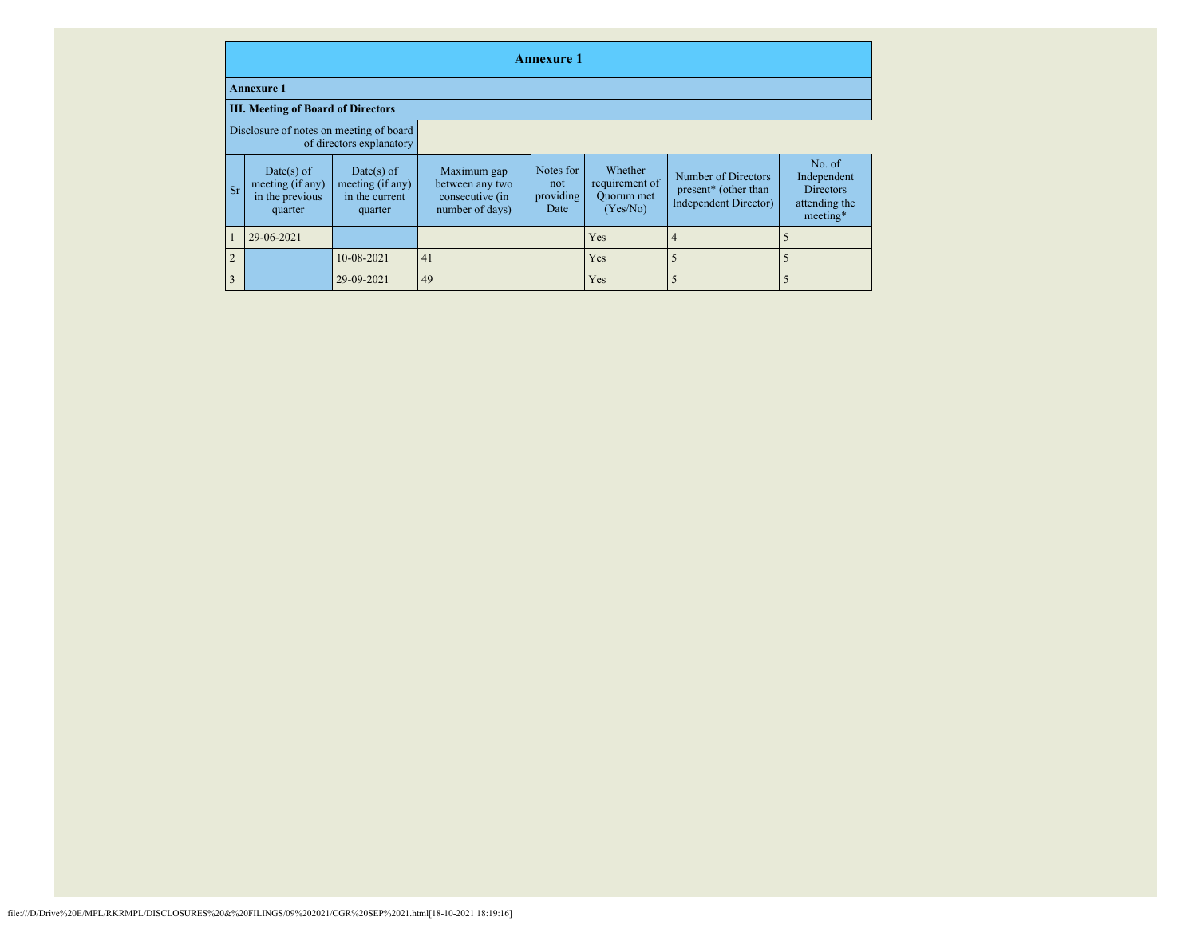# Annexure 1

## Annexure 1

### III. Meeting of Board of Directors

| Disclosure of notes on meeting of board of directors explanatory | | | | | | | |
|---|---|---|---|---|---|---|---|
| Sr | Date(s) of meeting (if any) in the previous quarter | Date(s) of meeting (if any) in the current quarter | Maximum gap between any two consecutive (in number of days) | Notes for not providing Date | Whether requirement of Quorum met (Yes/No) | Number of Directors present* (other than Independent Director) | No. of Independent Directors attending the meeting* |
| 1 | 29-06-2021 | | | | Yes | 4 | 5 |
| 2 | | 10-08-2021 | 41 | | Yes | 5 | 5 |
| 3 | | 29-09-2021 | 49 | | Yes | 5 | 5 |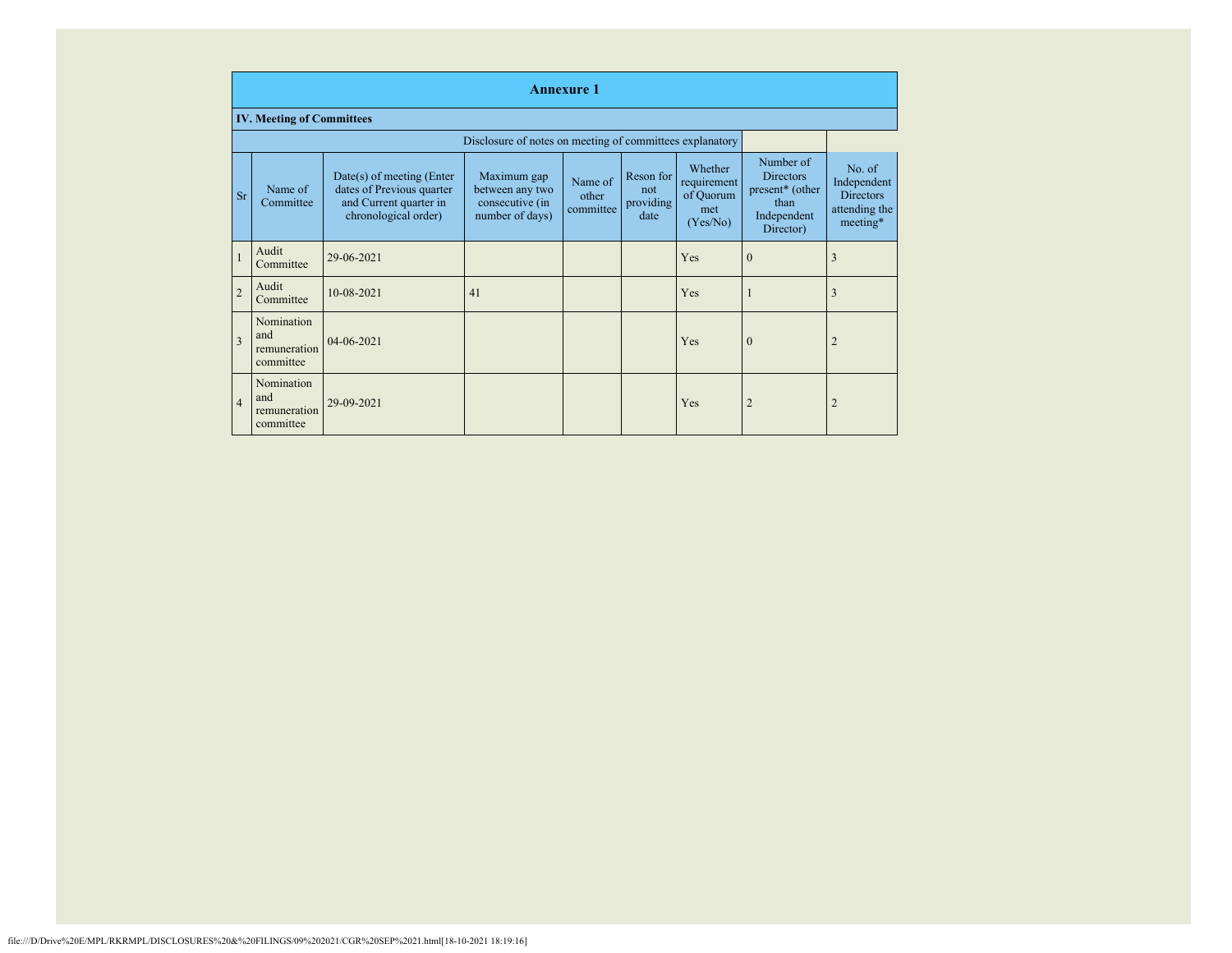## Annexure 1

### IV. Meeting of Committees

Disclosure of notes on meeting of committees explanatory

| Sr | Name of Committee | Date(s) of meeting (Enter dates of Previous quarter and Current quarter in chronological order) | Maximum gap between any two consecutive (in number of days) | Name of other committee | Reson for not providing date | Whether requirement of Quorum met (Yes/No) | Number of Directors present* (other than Independent Director) | No. of Independent Directors attending the meeting* |
|---|---|---|---|---|---|---|---|---|
| 1 | Audit Committee | 29-06-2021 | | | | Yes | 0 | 3 |
| 2 | Audit Committee | 10-08-2021 | 41 | | | Yes | 1 | 3 |
| 3 | Nomination and remuneration committee | 04-06-2021 | | | | Yes | 0 | 2 |
| 4 | Nomination and remuneration committee | 29-09-2021 | | | | Yes | 2 | 2 |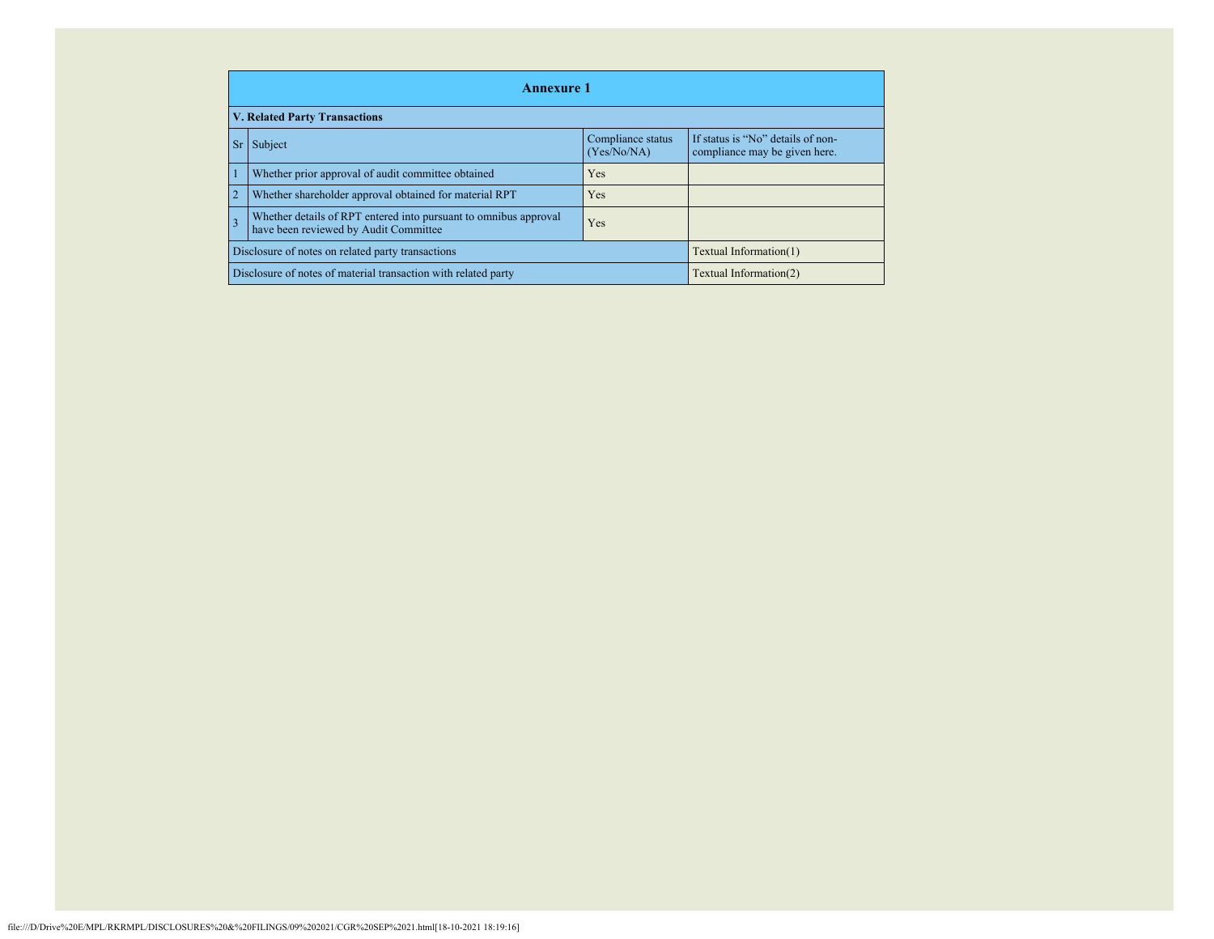# Annexure 1

## V. Related Party Transactions

| Sr | Subject | Compliance status (Yes/No/NA) | If status is "No" details of non-compliance may be given here. |
|---|---|---|---|
| 1 | Whether prior approval of audit committee obtained | Yes | |
| 2 | Whether shareholder approval obtained for material RPT | Yes | |
| 3 | Whether details of RPT entered into pursuant to omnibus approval have been reviewed by Audit Committee | Yes | |
| Disclosure of notes on related party transactions | | | Textual Information(1) |
| Disclosure of notes of material transaction with related party | | | Textual Information(2) |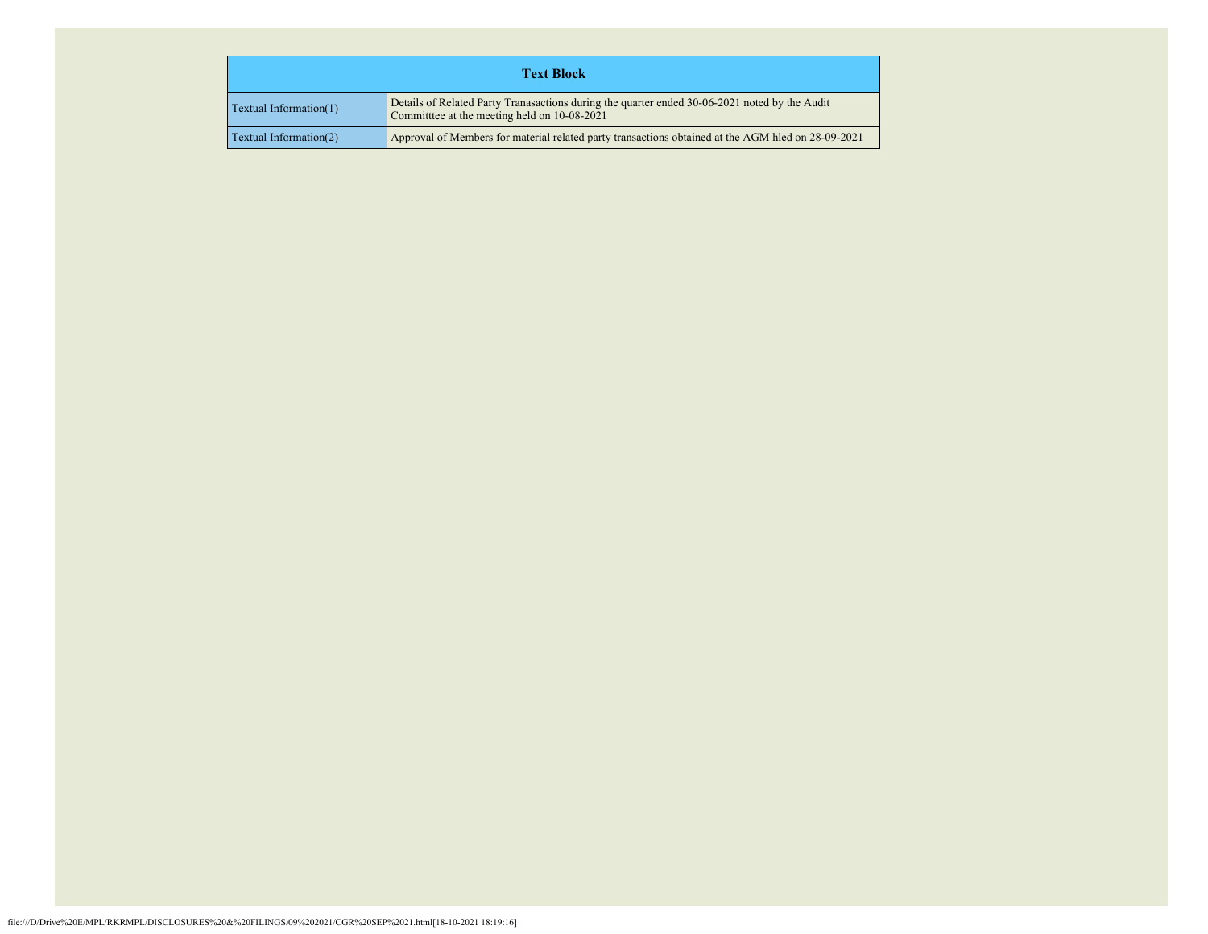| Text Block | |
|---|---|
| Textual Information(1) | Details of Related Party Tranasactions during the quarter ended 30-06-2021 noted by the Audit Committtee at the meeting held on 10-08-2021 |
| Textual Information(2) | Approval of Members for material related party transactions obtained at the AGM hled on 28-09-2021 |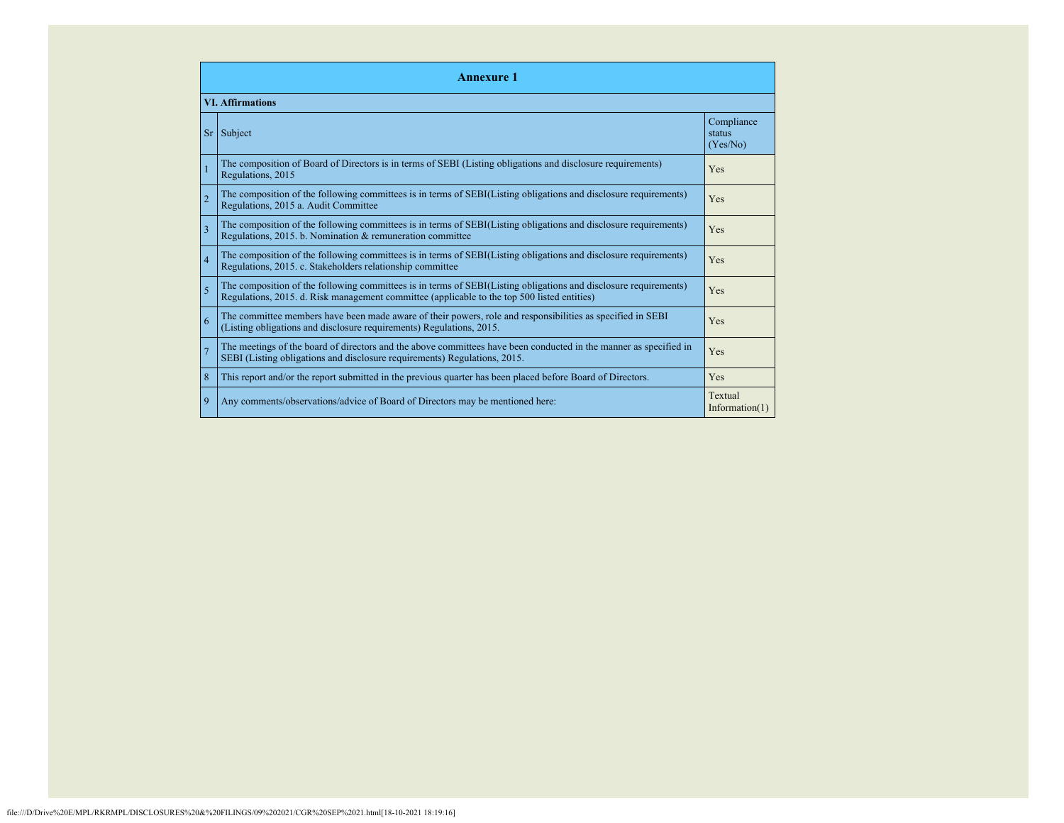| Annexure 1 | | |
|---|---|---|
| **VI. Affirmations** | | |
| Sr | Subject | Compliance status (Yes/No) |
| 1 | The composition of Board of Directors is in terms of SEBI (Listing obligations and disclosure requirements) Regulations, 2015 | Yes |
| 2 | The composition of the following committees is in terms of SEBI(Listing obligations and disclosure requirements) Regulations, 2015 a. Audit Committee | Yes |
| 3 | The composition of the following committees is in terms of SEBI(Listing obligations and disclosure requirements) Regulations, 2015. b. Nomination & remuneration committee | Yes |
| 4 | The composition of the following committees is in terms of SEBI(Listing obligations and disclosure requirements) Regulations, 2015. c. Stakeholders relationship committee | Yes |
| 5 | The composition of the following committees is in terms of SEBI(Listing obligations and disclosure requirements) Regulations, 2015. d. Risk management committee (applicable to the top 500 listed entities) | Yes |
| 6 | The committee members have been made aware of their powers, role and responsibilities as specified in SEBI (Listing obligations and disclosure requirements) Regulations, 2015. | Yes |
| 7 | The meetings of the board of directors and the above committees have been conducted in the manner as specified in SEBI (Listing obligations and disclosure requirements) Regulations, 2015. | Yes |
| 8 | This report and/or the report submitted in the previous quarter has been placed before Board of Directors. | Yes |
| 9 | Any comments/observations/advice of Board of Directors may be mentioned here: | Textual Information(1) |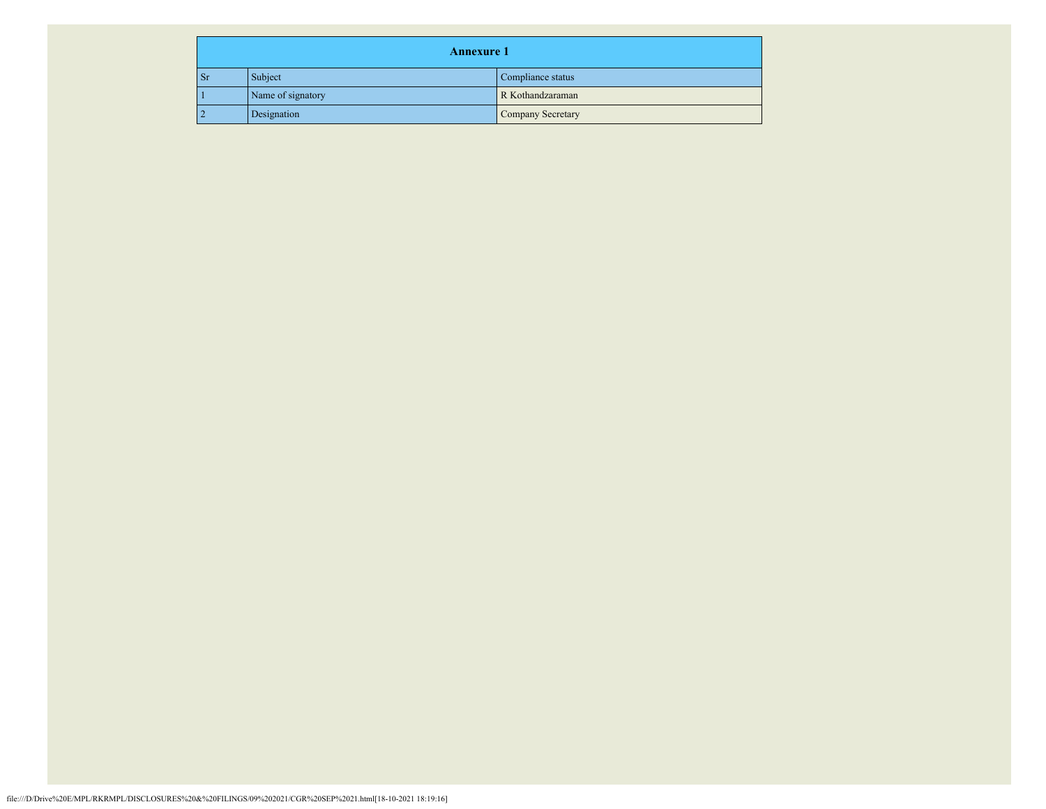| Annexure 1 | | |
|---|---|---|
| Sr | Subject | Compliance status |
| 1 | Name of signatory | R Kothandzaraman |
| 2 | Designation | Company Secretary |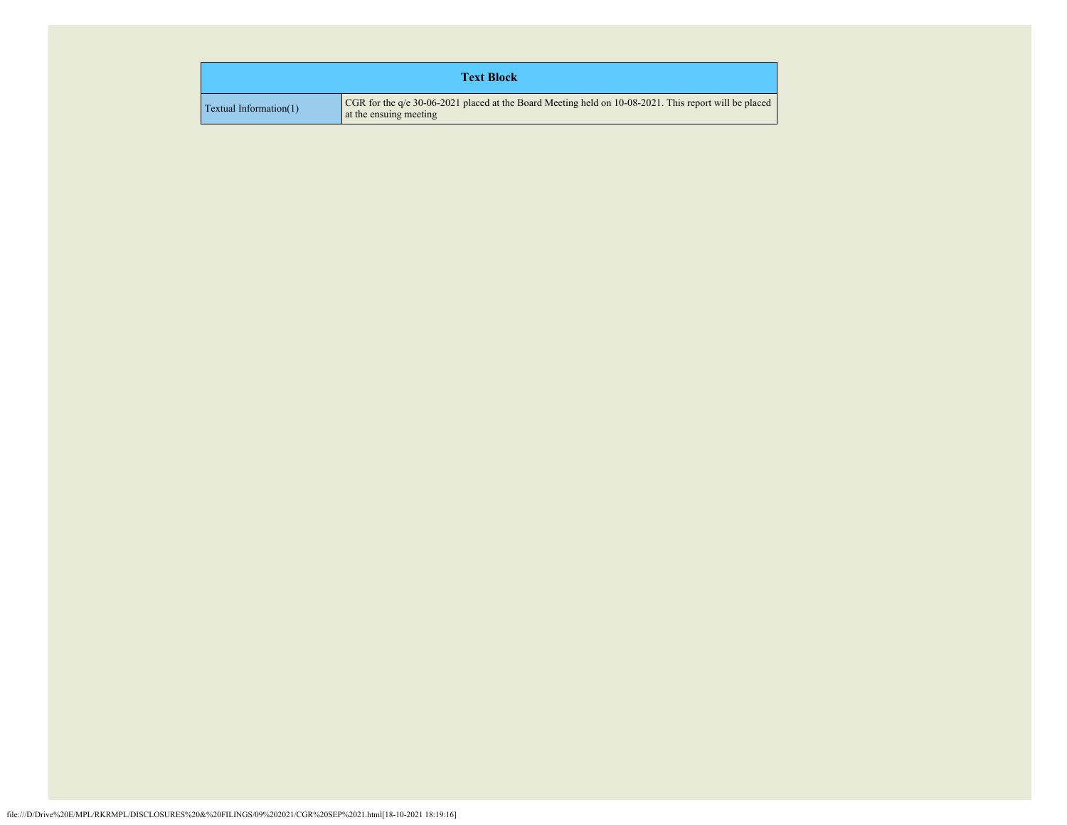| Text Block | |
|---|---|
| Textual Information(1) | CGR for the q/e 30-06-2021 placed at the Board Meeting held on 10-08-2021. This report will be placed at the ensuing meeting |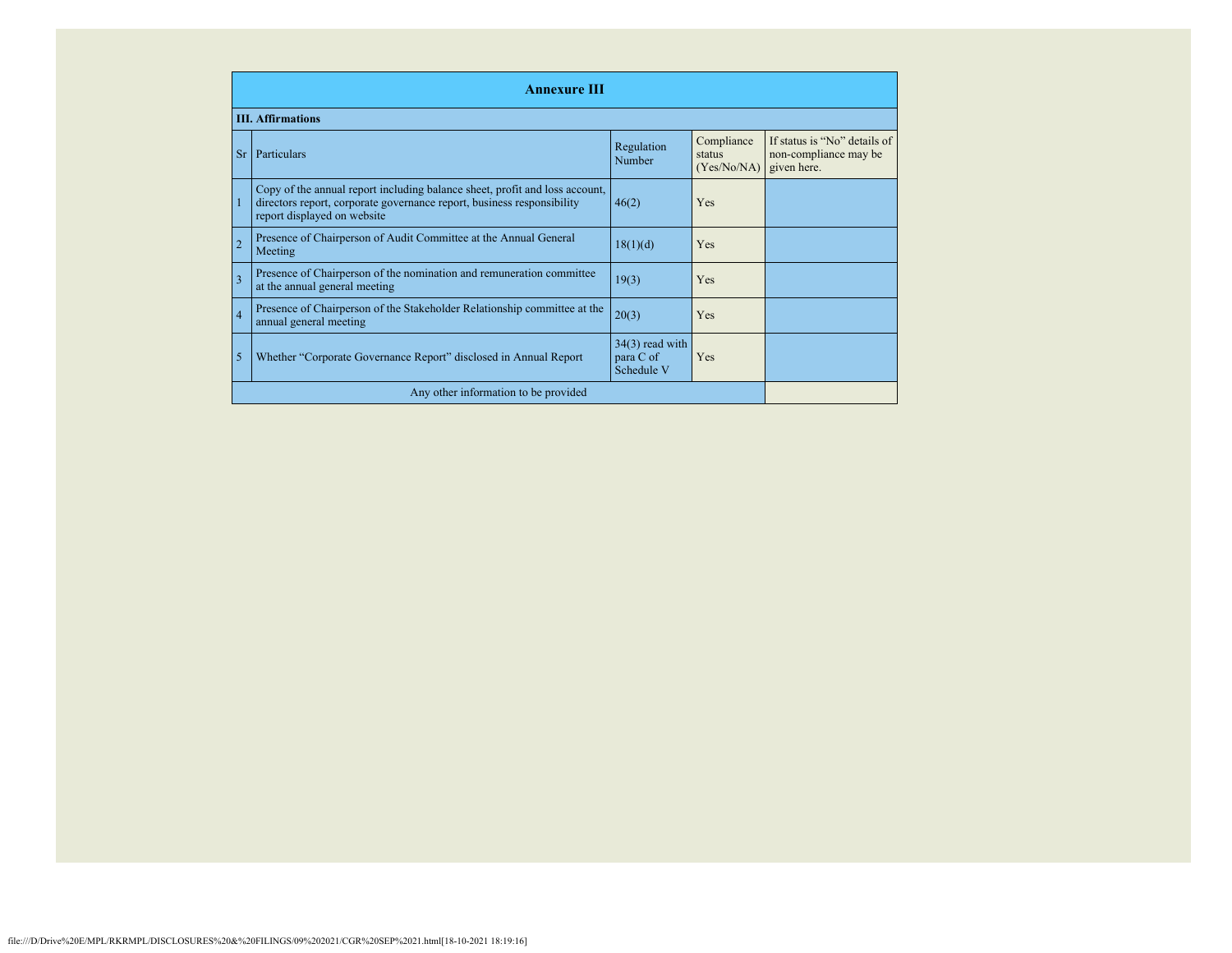## Annexure III

### III. Affirmations

| Sr | Particulars | Regulation Number | Compliance status (Yes/No/NA) | If status is "No" details of non-compliance may be given here. |
|---|---|---|---|---|
| 1 | Copy of the annual report including balance sheet, profit and loss account, directors report, corporate governance report, business responsibility report displayed on website | 46(2) | Yes | |
| 2 | Presence of Chairperson of Audit Committee at the Annual General Meeting | 18(1)(d) | Yes | |
| 3 | Presence of Chairperson of the nomination and remuneration committee at the annual general meeting | 19(3) | Yes | |
| 4 | Presence of Chairperson of the Stakeholder Relationship committee at the annual general meeting | 20(3) | Yes | |
| 5 | Whether "Corporate Governance Report" disclosed in Annual Report | 34(3) read with para C of Schedule V | Yes | |
| | Any other information to be provided | | | |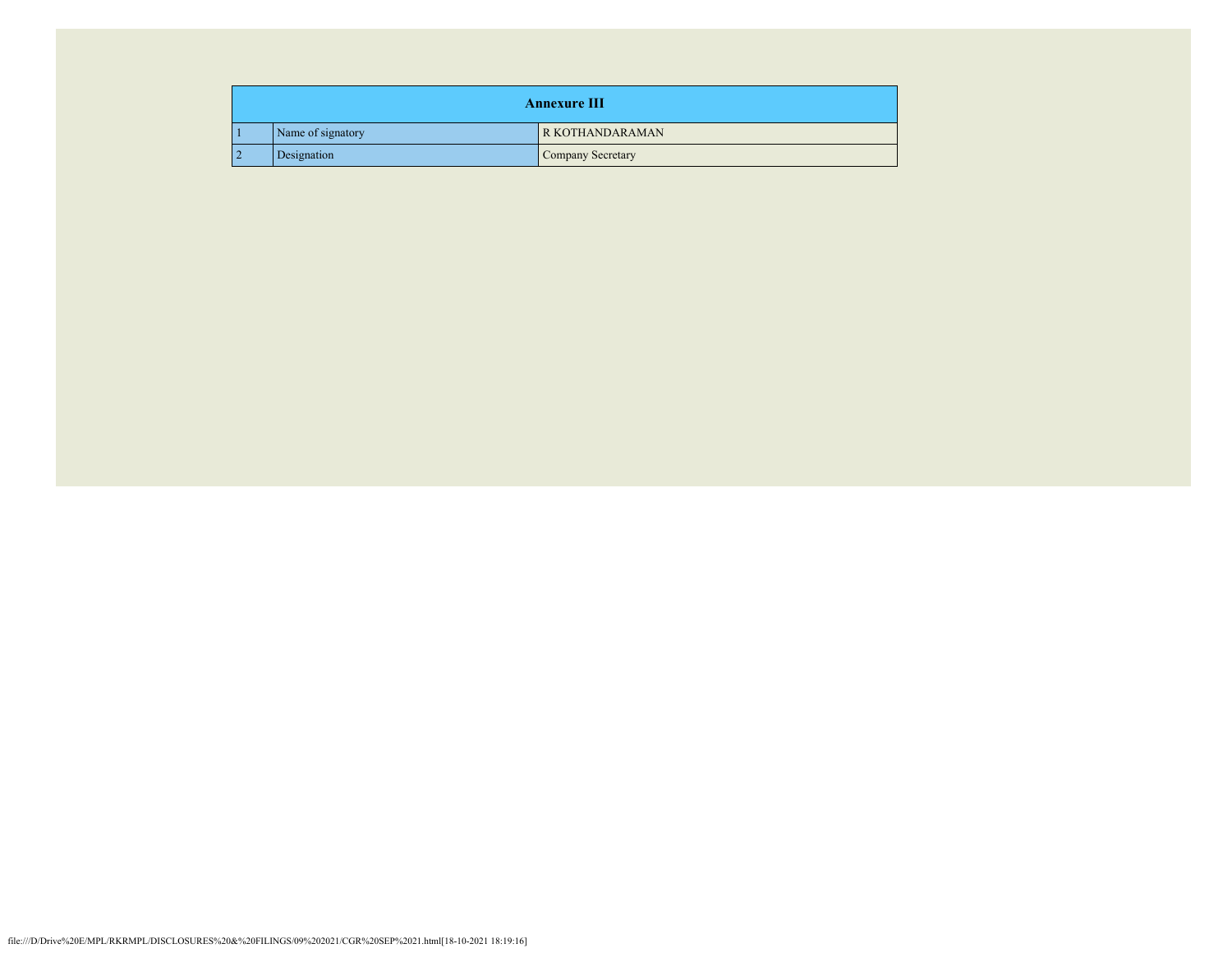| Annexure III | | |
|---|---|---|
| 1 | Name of signatory | R KOTHANDARAMAN |
| 2 | Designation | Company Secretary |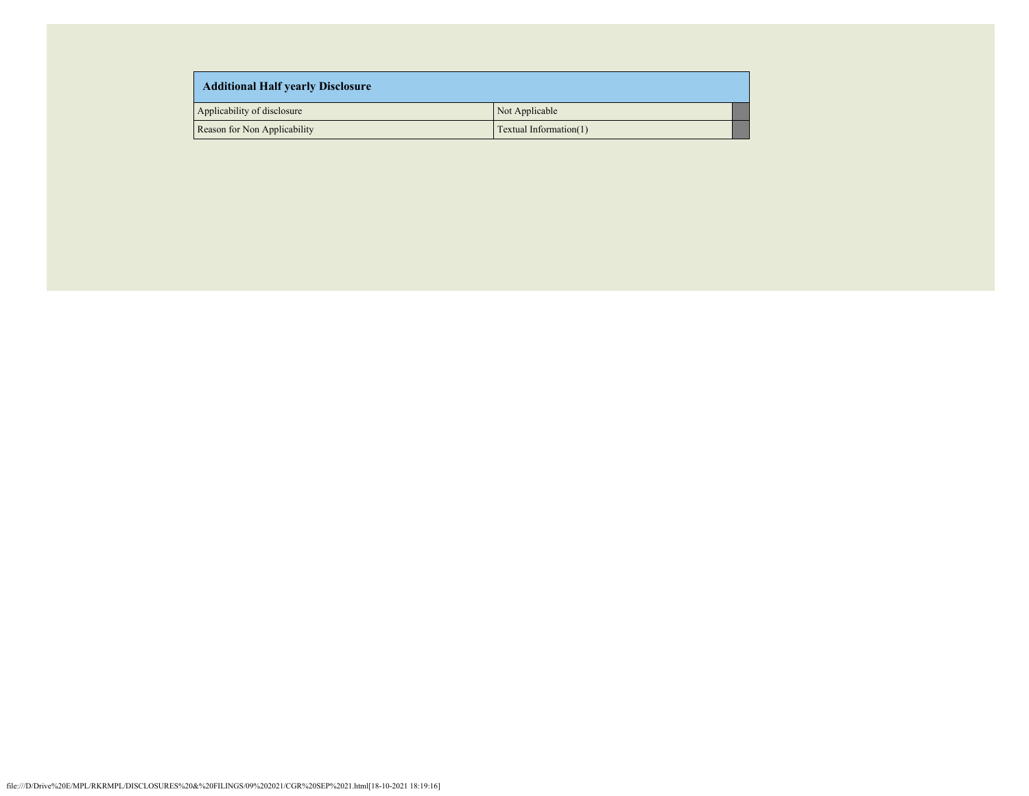| Additional Half yearly Disclosure | | |
| --- | --- | --- |
| Applicability of disclosure | Not Applicable | |
| Reason for Non Applicability | Textual Information(1) | |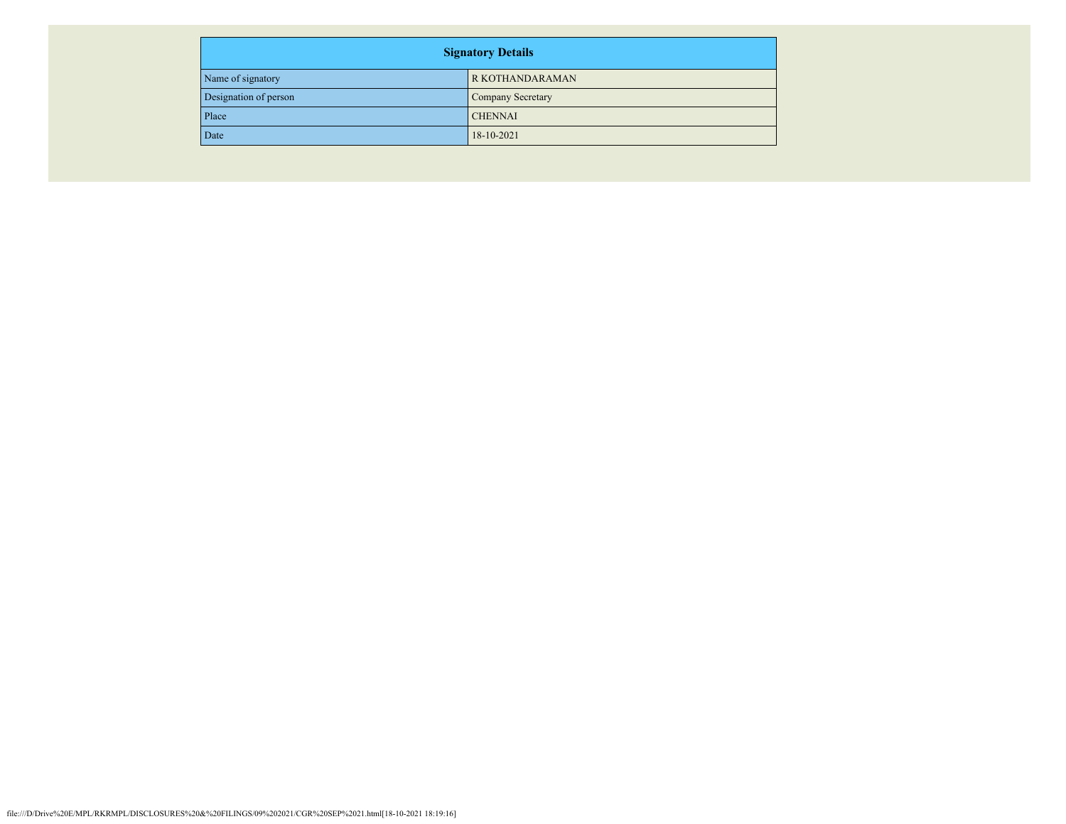| Signatory Details | |
|---|---|
| Name of signatory | R KOTHANDARAMAN |
| Designation of person | Company Secretary |
| Place | CHENNAI |
| Date | 18-10-2021 |